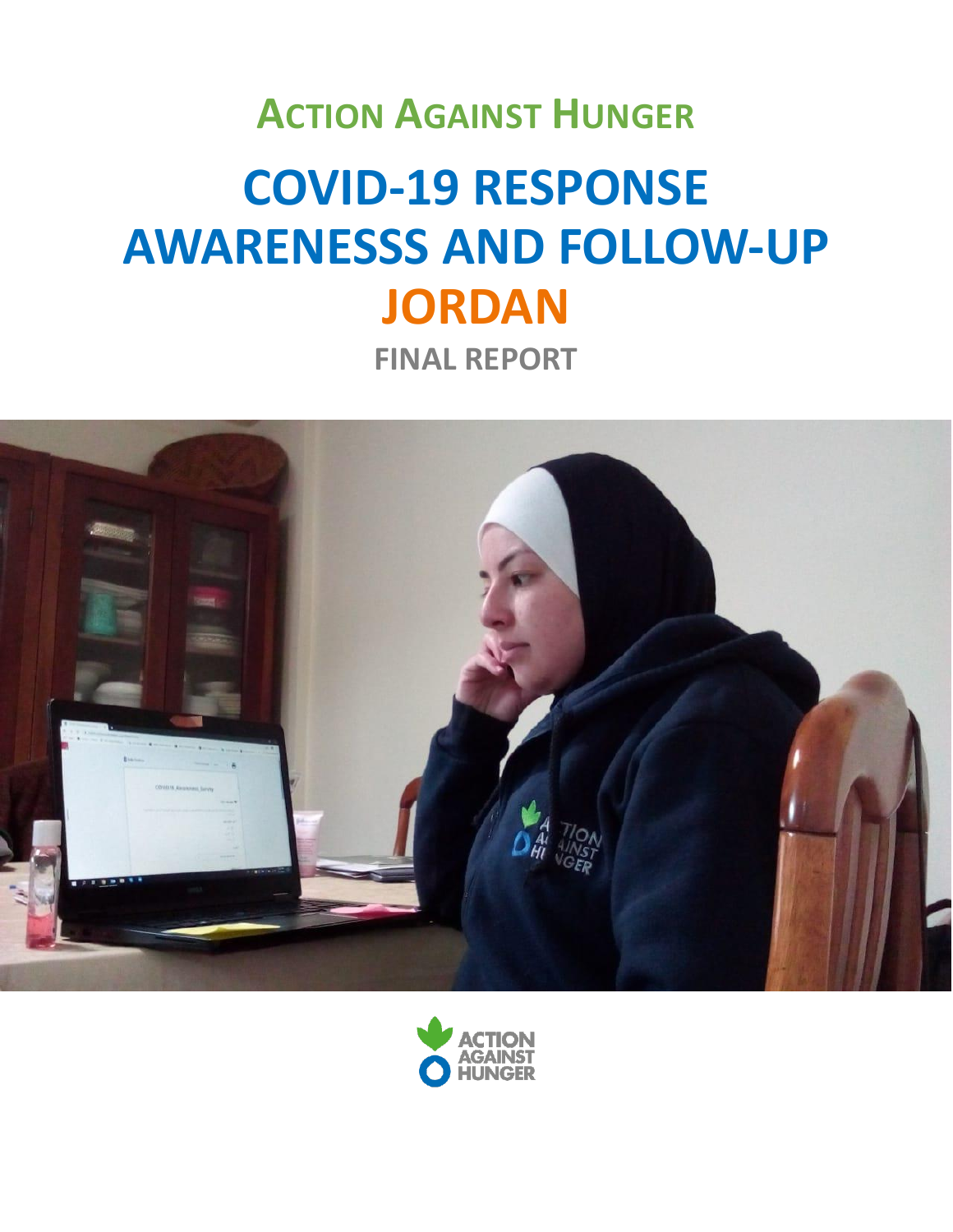# ACTION AGAINST HUNGER

# COVID-19 RESPONSE AWARENESSS AND FOLLOW-UP JORDAN

## FINAL REPORT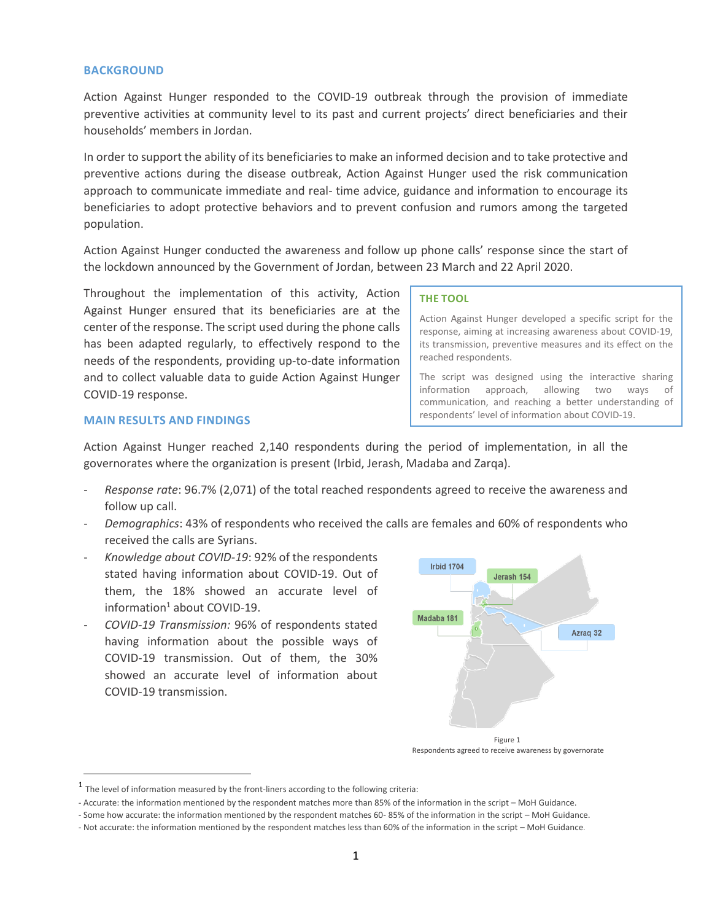## BACKGROUND

Action Against Hunger responded to the COVID-19 outbreak through the provision of immediate preventive activities at community level to its past and current projects' direct beneficiaries and their households' members in Jordan.

In order to support the ability of its beneficiaries to make an informed decision and to take protective and preventive actions during the disease outbreak, Action Against Hunger used the risk communication approach to communicate immediate and real- time advice, guidance and information to encourage its beneficiaries to adopt protective behaviors and to prevent confusion and rumors among the targeted population.

Action Against Hunger conducted the awareness and follow up phone calls' response since the start of the lockdown announced by the Government of Jordan, between 23 March and 22 April 2020.

Throughout the implementation of this activity, Action Against Hunger ensured that its beneficiaries are at the center of the response. The script used during the phone calls has been adapted regularly, to effectively respond to the needs of the respondents, providing up-to-date information and to collect valuable data to guide Action Against Hunger COVID-19 response.

### THE TOOL

Action Against Hunger developed a specific script for the response, aiming at increasing awareness about COVID-19, its transmission, preventive measures and its effect on the reached respondents.

The script was designed using the interactive sharing information approach, allowing two ways of communication, and reaching a better understanding of respondents' level of information about COVID-19.

## MAIN RESULTS AND FINDINGS

Action Against Hunger reached 2,140 respondents during the period of implementation, in all the governorates where the organization is present (Irbid, Jerash, Madaba and Zarqa).

- *Response rate*: 96.7% (2,071) of the total reached respondents agreed to receive the awareness and follow up call.
- *Demographics*: 43% of respondents who received the calls are females and 60% of respondents who received the calls are Syrians.
- *Knowledge about COVID-19*: 92% of the respondents stated having information about COVID-19. Out of them, the 18% showed an accurate level of information[1] about COVID-19.
- *COVID-19 Transmission:* 96% of respondents stated having information about the possible ways of COVID-19 transmission. Out of them, the 30% showed an accurate level of information about COVID-19 transmission.

Irbid 1704 | Jerash 154 | Madaba 181 | Azraq 32

Figure 1
Respondents agreed to receive awareness by governorate

[1] The level of information measured by the front-liners according to the following criteria:
- Accurate: the information mentioned by the respondent matches more than 85% of the information in the script – MoH Guidance.
- Some how accurate: the information mentioned by the respondent matches 60- 85% of the information in the script – MoH Guidance.
- Not accurate: the information mentioned by the respondent matches less than 60% of the information in the script – MoH Guidance.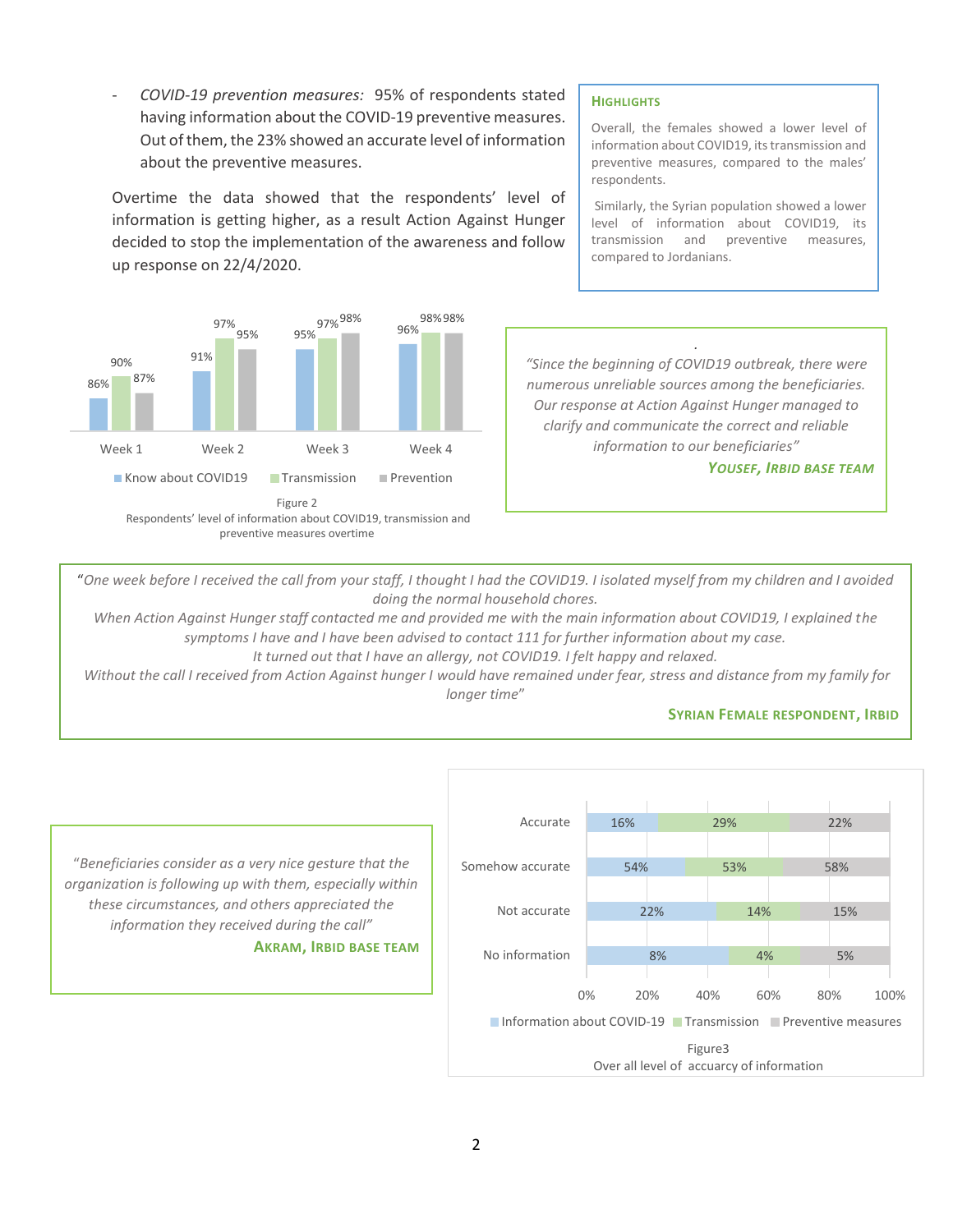- *COVID-19 prevention measures:* 95% of respondents stated having information about the COVID-19 preventive measures. Out of them, the 23% showed an accurate level of information about the preventive measures.

Overtime the data showed that the respondents' level of information is getting higher, as a result Action Against Hunger decided to stop the implementation of the awareness and follow up response on 22/4/2020.

> **HIGHLIGHTS**
>
> Overall, the females showed a lower level of information about COVID19, its transmission and preventive measures, compared to the males' respondents.
>
> Similarly, the Syrian population showed a lower level of information about COVID19, its transmission and preventive measures, compared to Jordanians.

| | Know about COVID19 | Transmission | Prevention |
|---|---|---|---|
| Week 1 | 86% | 90% | 87% |
| Week 2 | 91% | 97% | 95% |
| Week 3 | 95% | 97% | 98% |
| Week 4 | 96% | 98% | 98% |

Figure 2
Respondents' level of information about COVID19, transmission and preventive measures overtime

> *"Since the beginning of COVID19 outbreak, there were numerous unreliable sources among the beneficiaries. Our response at Action Against Hunger managed to clarify and communicate the correct and reliable information to our beneficiaries"*
>
> **YOUSEF, IRBID BASE TEAM**

> "*One week before I received the call from your staff, I thought I had the COVID19. I isolated myself from my children and I avoided doing the normal household chores.*
> *When Action Against Hunger staff contacted me and provided me with the main information about COVID19, I explained the symptoms I have and I have been advised to contact 111 for further information about my case.*
> *It turned out that I have an allergy, not COVID19. I felt happy and relaxed.*
> *Without the call I received from Action Against hunger I would have remained under fear, stress and distance from my family for longer time*"
>
> **SYRIAN FEMALE RESPONDENT, IRBID**

> *"Beneficiaries consider as a very nice gesture that the organization is following up with them, especially within these circumstances, and others appreciated the information they received during the call"*
>
> **AKRAM, IRBID BASE TEAM**

| | Information about COVID-19 | Transmission | Preventive measures |
|---|---|---|---|
| Accurate | 16% | 29% | 22% |
| Somehow accurate | 54% | 53% | 58% |
| Not accurate | 22% | 14% | 15% |
| No information | 8% | 4% | 5% |

Figure3
Over all level of accuarcy of information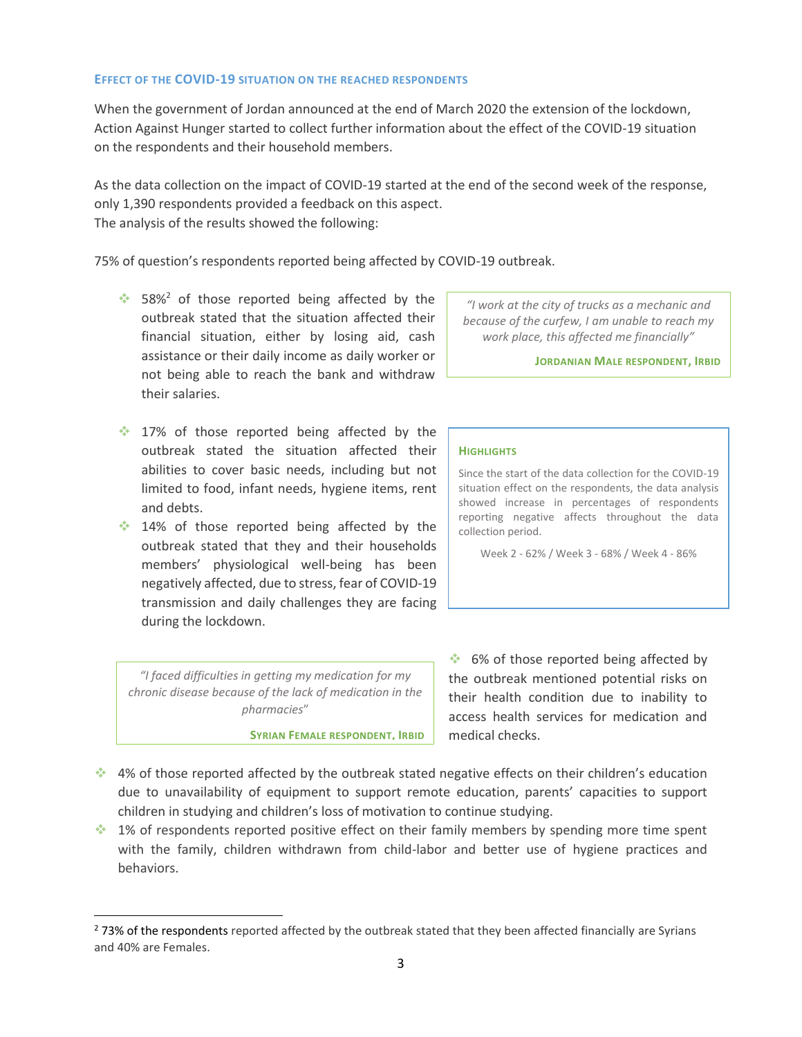### EFFECT OF THE COVID-19 SITUATION ON THE REACHED RESPONDENTS

When the government of Jordan announced at the end of March 2020 the extension of the lockdown, Action Against Hunger started to collect further information about the effect of the COVID-19 situation on the respondents and their household members.

As the data collection on the impact of COVID-19 started at the end of the second week of the response, only 1,390 respondents provided a feedback on this aspect.
The analysis of the results showed the following:

75% of question's respondents reported being affected by COVID-19 outbreak.

- 58%[2] of those reported being affected by the outbreak stated that the situation affected their financial situation, either by losing aid, cash assistance or their daily income as daily worker or not being able to reach the bank and withdraw their salaries.

> *"I work at the city of trucks as a mechanic and because of the curfew, I am unable to reach my work place, this affected me financially"*
>
> **JORDANIAN MALE RESPONDENT, IRBID**

- 17% of those reported being affected by the outbreak stated the situation affected their abilities to cover basic needs, including but not limited to food, infant needs, hygiene items, rent and debts.
- 14% of those reported being affected by the outbreak stated that they and their households members' physiological well-being has been negatively affected, due to stress, fear of COVID-19 transmission and daily challenges they are facing during the lockdown.

> **HIGHLIGHTS**
>
> Since the start of the data collection for the COVID-19 situation effect on the respondents, the data analysis showed increase in percentages of respondents reporting negative affects throughout the data collection period.
>
> Week 2 - 62% / Week 3 - 68% / Week 4 - 86%

> *"I faced difficulties in getting my medication for my chronic disease because of the lack of medication in the pharmacies"*
>
> **SYRIAN FEMALE RESPONDENT, IRBID**

- 6% of those reported being affected by the outbreak mentioned potential risks on their health condition due to inability to access health services for medication and medical checks.
- 4% of those reported affected by the outbreak stated negative effects on their children's education due to unavailability of equipment to support remote education, parents' capacities to support children in studying and children's loss of motivation to continue studying.
- 1% of respondents reported positive effect on their family members by spending more time spent with the family, children withdrawn from child-labor and better use of hygiene practices and behaviors.

---

[2] 73% of the respondents reported affected by the outbreak stated that they been affected financially are Syrians and 40% are Females.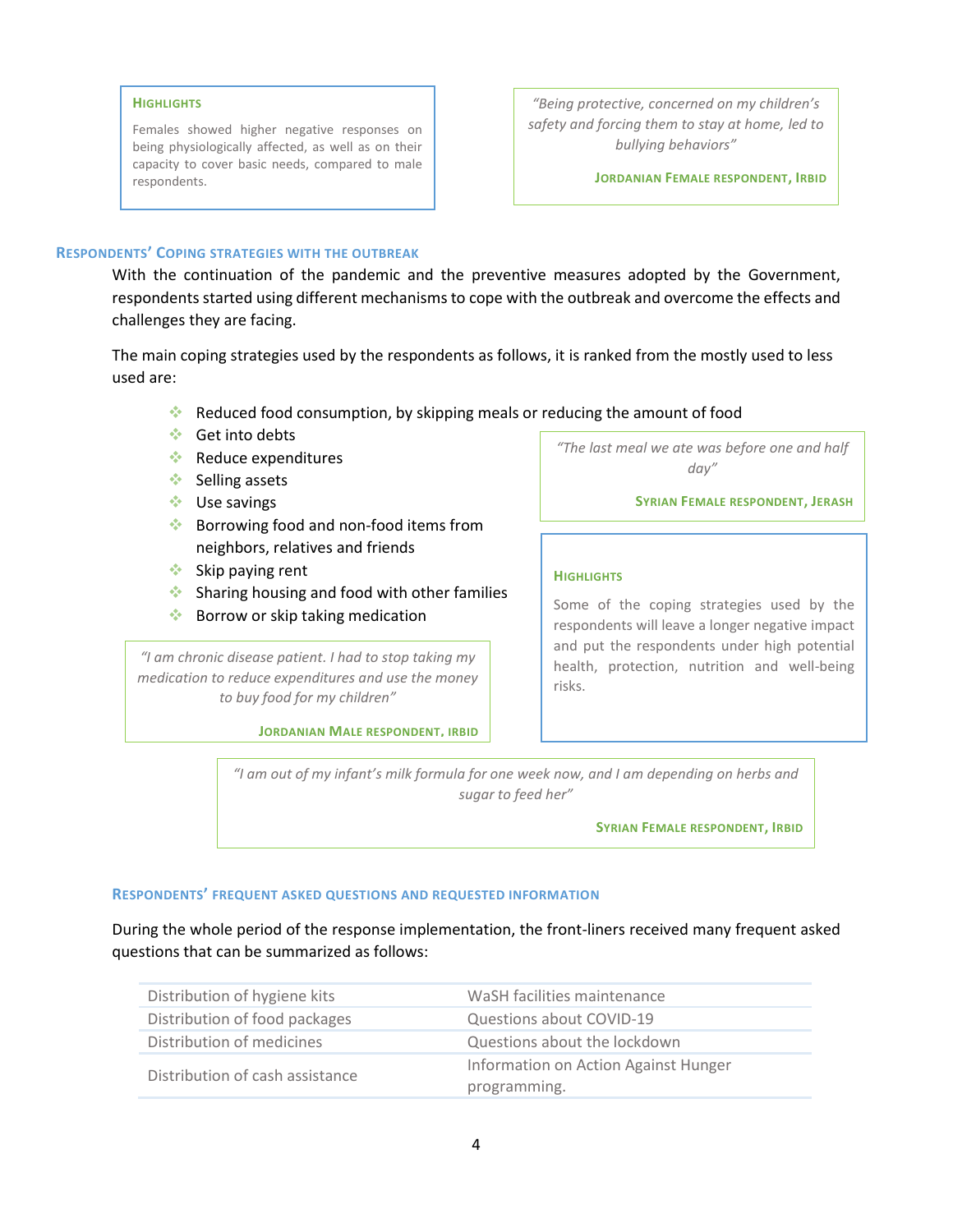**HIGHLIGHTS**

Females showed higher negative responses on being physiologically affected, as well as on their capacity to cover basic needs, compared to male respondents.

> *"Being protective, concerned on my children's safety and forcing them to stay at home, led to bullying behaviors"*
>
> **JORDANIAN FEMALE RESPONDENT, IRBID**

### RESPONDENTS' COPING STRATEGIES WITH THE OUTBREAK

With the continuation of the pandemic and the preventive measures adopted by the Government, respondents started using different mechanisms to cope with the outbreak and overcome the effects and challenges they are facing.

The main coping strategies used by the respondents as follows, it is ranked from the mostly used to less used are:

- Reduced food consumption, by skipping meals or reducing the amount of food
- Get into debts
- Reduce expenditures
- Selling assets
- Use savings
- Borrowing food and non-food items from neighbors, relatives and friends
- Skip paying rent
- Sharing housing and food with other families
- Borrow or skip taking medication

> *"The last meal we ate was before one and half day"*
>
> **SYRIAN FEMALE RESPONDENT, JERASH**

**HIGHLIGHTS**

Some of the coping strategies used by the respondents will leave a longer negative impact and put the respondents under high potential health, protection, nutrition and well-being risks.

> *"I am chronic disease patient. I had to stop taking my medication to reduce expenditures and use the money to buy food for my children"*
>
> **JORDANIAN MALE RESPONDENT, IRBID**

> *"I am out of my infant's milk formula for one week now, and I am depending on herbs and sugar to feed her"*
>
> **SYRIAN FEMALE RESPONDENT, IRBID**

### RESPONDENTS' FREQUENT ASKED QUESTIONS AND REQUESTED INFORMATION

During the whole period of the response implementation, the front-liners received many frequent asked questions that can be summarized as follows:

| | |
|---|---|
| Distribution of hygiene kits | WaSH facilities maintenance |
| Distribution of food packages | Questions about COVID-19 |
| Distribution of medicines | Questions about the lockdown |
| Distribution of cash assistance | Information on Action Against Hunger programming. |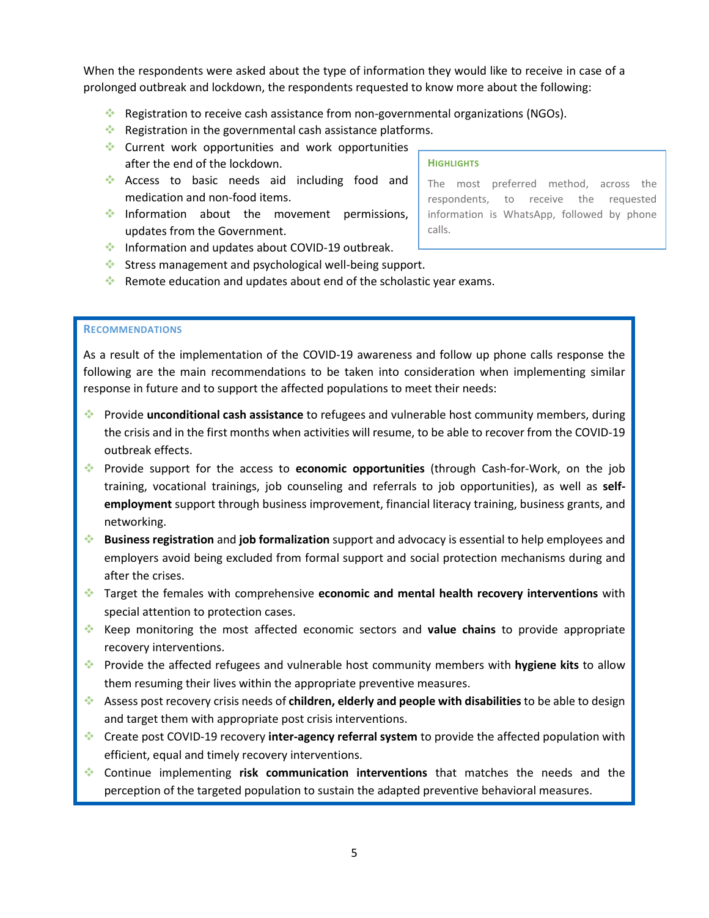When the respondents were asked about the type of information they would like to receive in case of a prolonged outbreak and lockdown, the respondents requested to know more about the following:

- Registration to receive cash assistance from non-governmental organizations (NGOs).
- Registration in the governmental cash assistance platforms.
- Current work opportunities and work opportunities after the end of the lockdown.
- Access to basic needs aid including food and medication and non-food items.
- Information about the movement permissions, updates from the Government.
- Information and updates about COVID-19 outbreak.
- Stress management and psychological well-being support.
- Remote education and updates about end of the scholastic year exams.

> **HIGHLIGHTS**
>
> The most preferred method, across the respondents, to receive the requested information is WhatsApp, followed by phone calls.

### RECOMMENDATIONS

As a result of the implementation of the COVID-19 awareness and follow up phone calls response the following are the main recommendations to be taken into consideration when implementing similar response in future and to support the affected populations to meet their needs:

- Provide **unconditional cash assistance** to refugees and vulnerable host community members, during the crisis and in the first months when activities will resume, to be able to recover from the COVID-19 outbreak effects.
- Provide support for the access to **economic opportunities** (through Cash-for-Work, on the job training, vocational trainings, job counseling and referrals to job opportunities), as well as **self-employment** support through business improvement, financial literacy training, business grants, and networking.
- **Business registration** and **job formalization** support and advocacy is essential to help employees and employers avoid being excluded from formal support and social protection mechanisms during and after the crises.
- Target the females with comprehensive **economic and mental health recovery interventions** with special attention to protection cases.
- Keep monitoring the most affected economic sectors and **value chains** to provide appropriate recovery interventions.
- Provide the affected refugees and vulnerable host community members with **hygiene kits** to allow them resuming their lives within the appropriate preventive measures.
- Assess post recovery crisis needs of **children, elderly and people with disabilities** to be able to design and target them with appropriate post crisis interventions.
- Create post COVID-19 recovery **inter-agency referral system** to provide the affected population with efficient, equal and timely recovery interventions.
- Continue implementing **risk communication interventions** that matches the needs and the perception of the targeted population to sustain the adapted preventive behavioral measures.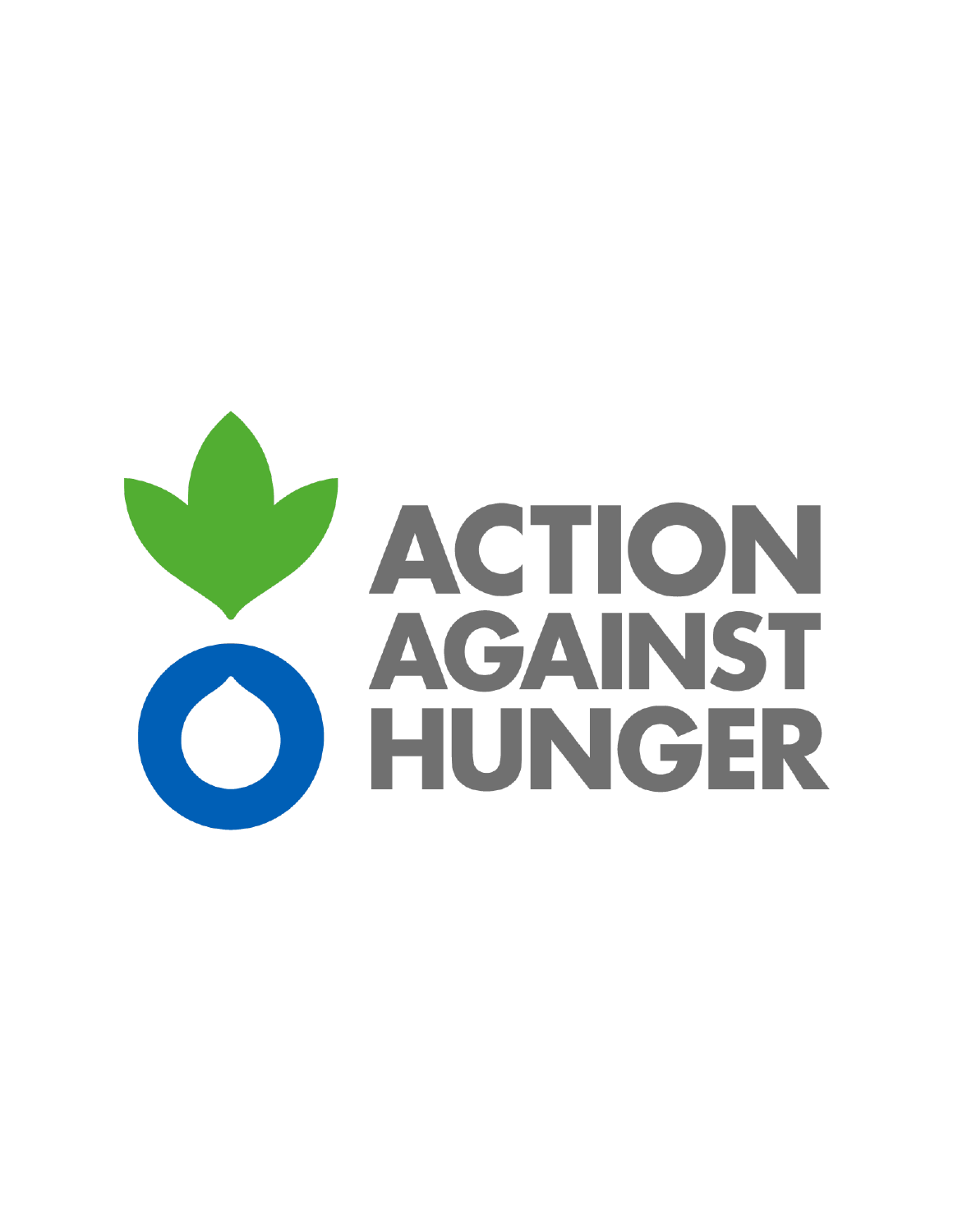ACTION AGAINST HUNGER